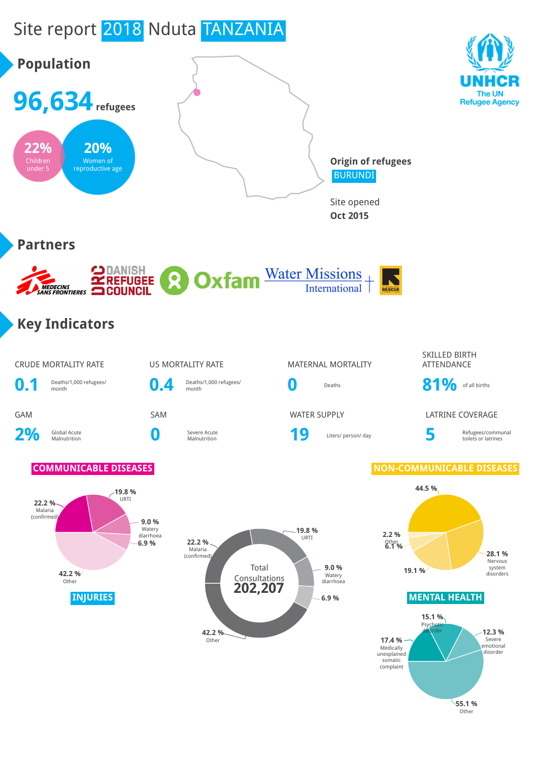# Site report 2018 Nduta TANZANIA

UNHCR The UN Refugee Agency

## Population

**96,634** refugees

22% Children under 5

20% Women of reproductive age

**Origin of refugees**
BURUNDI

Site opened
**Oct 2015**

## Partners

MEDECINS SANS FRONTIERES, DANISH REFUGEE COUNCIL, Oxfam, Water Missions International, INTERNATIONAL RESCUE COMMITTEE

## Key Indicators

| Indicator | Value | Unit |
|---|---|---|
| CRUDE MORTALITY RATE | 0.1 | Deaths/1,000 refugees/month |
| U5 MORTALITY RATE | 0.4 | Deaths/1,000 refugees/month |
| MATERNAL MORTALITY | 0 | Deaths |
| SKILLED BIRTH ATTENDANCE | 81% | of all births |
| GAM | 2% | Global Acute Malnutrition |
| SAM | 0 | Severe Acute Malnutrition |
| WATER SUPPLY | 19 | Liters/ person/ day |
| LATRINE COVERAGE | 5 | Refugees/communal toilets or latrines |

### COMMUNICABLE DISEASES

- 22.2 % Malaria (confirmed)
- 19.8 % URTI
- 9.0 % Watery diarrhoea
- 6.9 %
- 42.2 % Other

### Total Consultations 202,207

- 22.2 % Malaria (confirmed)
- 19.8 % URTI
- 9.0 % Watery diarrhoea
- 6.9 %
- 42.2 % Other

### NON-COMMUNICABLE DISEASES

- 44.5 %
- 28.1 % Nervous system disorders
- 19.1 %
- 6.1 %
- 2.2 % Other

### INJURIES

### MENTAL HEALTH

- 15.1 % Psychotic disorder
- 12.3 % Severe emotional disorder
- 17.4 % Medically unexplained somatic complaint
- 55.1 % Other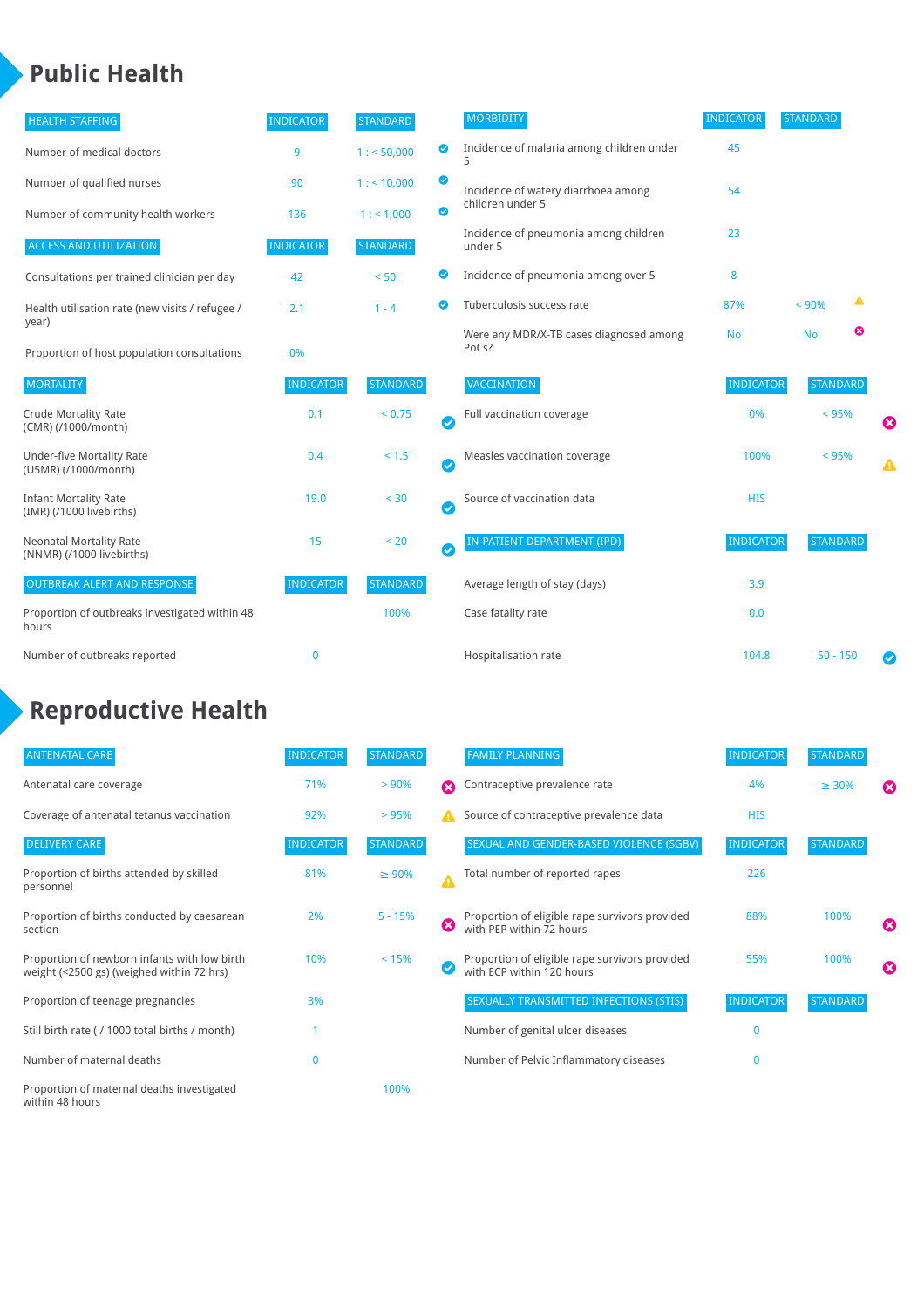# Public Health

| HEALTH STAFFING | INDICATOR | STANDARD | |
|---|---|---|---|
| Number of medical doctors | 9 | 1 : < 50,000 | ✔ |
| Number of qualified nurses | 90 | 1 : < 10,000 | ✔ |
| Number of community health workers | 136 | 1 : < 1,000 | ✔ |

| ACCESS AND UTILIZATION | INDICATOR | STANDARD | |
|---|---|---|---|
| Consultations per trained clinician per day | 42 | < 50 | ✔ |
| Health utilisation rate (new visits / refugee / year) | 2.1 | 1 - 4 | ✔ |
| Proportion of host population consultations | 0% | | |

| MORTALITY | INDICATOR | STANDARD | |
|---|---|---|---|
| Crude Mortality Rate (CMR) (/1000/month) | 0.1 | < 0.75 | ✔ |
| Under-five Mortality Rate (U5MR) (/1000/month) | 0.4 | < 1.5 | ✔ |
| Infant Mortality Rate (IMR) (/1000 livebirths) | 19.0 | < 30 | ✔ |
| Neonatal Mortality Rate (NNMR) (/1000 livebirths) | 15 | < 20 | ✔ |

| OUTBREAK ALERT AND RESPONSE | INDICATOR | STANDARD |
|---|---|---|
| Proportion of outbreaks investigated within 48 hours | | 100% |
| Number of outbreaks reported | 0 | |

| MORBIDITY | INDICATOR | STANDARD | |
|---|---|---|---|
| Incidence of malaria among children under 5 | 45 | | |
| Incidence of watery diarrhoea among children under 5 | 54 | | |
| Incidence of pneumonia among children under 5 | 23 | | |
| Incidence of pneumonia among over 5 | 8 | | |
| Tuberculosis success rate | 87% | < 90% | ⚠ |
| Were any MDR/X-TB cases diagnosed among PoCs? | No | No | ✖ |

| VACCINATION | INDICATOR | STANDARD | |
|---|---|---|---|
| Full vaccination coverage | 0% | < 95% | ✖ |
| Measles vaccination coverage | 100% | < 95% | ⚠ |
| Source of vaccination data | HIS | | |

| IN-PATIENT DEPARTMENT (IPD) | INDICATOR | STANDARD | |
|---|---|---|---|
| Average length of stay (days) | 3.9 | | |
| Case fatality rate | 0.0 | | |
| Hospitalisation rate | 104.8 | 50 - 150 | ✔ |

# Reproductive Health

| ANTENATAL CARE | INDICATOR | STANDARD | |
|---|---|---|---|
| Antenatal care coverage | 71% | > 90% | ✖ |
| Coverage of antenatal tetanus vaccination | 92% | > 95% | ⚠ |

| DELIVERY CARE | INDICATOR | STANDARD | |
|---|---|---|---|
| Proportion of births attended by skilled personnel | 81% | ≥ 90% | ⚠ |
| Proportion of births conducted by caesarean section | 2% | 5 - 15% | ✖ |
| Proportion of newborn infants with low birth weight (<2500 gs) (weighed within 72 hrs) | 10% | < 15% | ✔ |
| Proportion of teenage pregnancies | 3% | | |
| Still birth rate ( / 1000 total births / month) | 1 | | |
| Number of maternal deaths | 0 | | |
| Proportion of maternal deaths investigated within 48 hours | | 100% | |

| FAMILY PLANNING | INDICATOR | STANDARD | |
|---|---|---|---|
| Contraceptive prevalence rate | 4% | ≥ 30% | ✖ |
| Source of contraceptive prevalence data | HIS | | |

| SEXUAL AND GENDER-BASED VIOLENCE (SGBV) | INDICATOR | STANDARD | |
|---|---|---|---|
| Total number of reported rapes | 226 | | |
| Proportion of eligible rape survivors provided with PEP within 72 hours | 88% | 100% | ✖ |
| Proportion of eligible rape survivors provided with ECP within 120 hours | 55% | 100% | ✖ |

| SEXUALLY TRANSMITTED INFECTIONS (STIS) | INDICATOR | STANDARD |
|---|---|---|
| Number of genital ulcer diseases | 0 | |
| Number of Pelvic Inflammatory diseases | 0 | |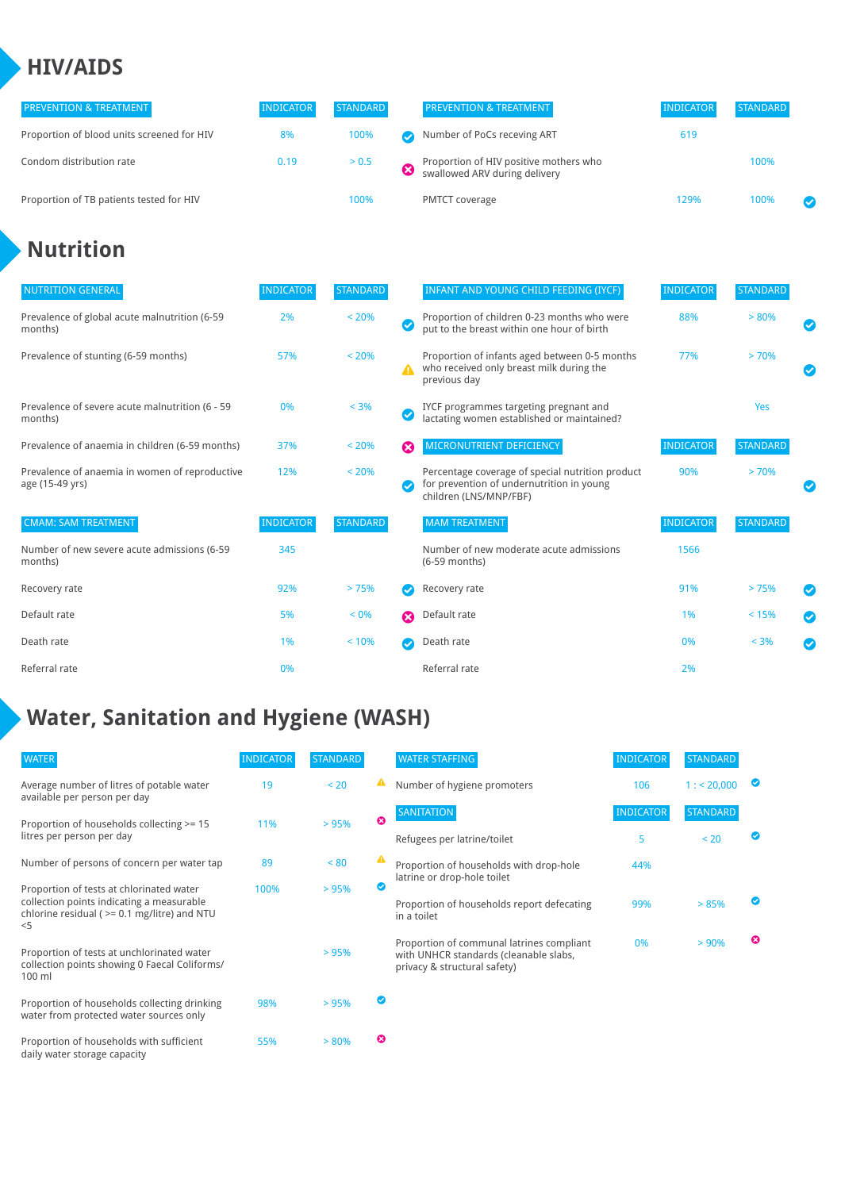# HIV/AIDS

| PREVENTION & TREATMENT | INDICATOR | STANDARD | |
|---|---|---|---|
| Proportion of blood units screened for HIV | 8% | 100% | ✔ |
| Condom distribution rate | 0.19 | > 0.5 | ✖ |
| Proportion of TB patients tested for HIV | | 100% | |

| PREVENTION & TREATMENT | INDICATOR | STANDARD | |
|---|---|---|---|
| Number of PoCs receving ART | 619 | | |
| Proportion of HIV positive mothers who swallowed ARV during delivery | | 100% | |
| PMTCT coverage | 129% | 100% | ✔ |

# Nutrition

| NUTRITION GENERAL | INDICATOR | STANDARD | |
|---|---|---|---|
| Prevalence of global acute malnutrition (6-59 months) | 2% | < 20% | ✔ |
| Prevalence of stunting (6-59 months) | 57% | < 20% | ⚠ |
| Prevalence of severe acute malnutrition (6 - 59 months) | 0% | < 3% | ✔ |
| Prevalence of anaemia in children (6-59 months) | 37% | < 20% | ✖ |
| Prevalence of anaemia in women of reproductive age (15-49 yrs) | 12% | < 20% | ✔ |

| INFANT AND YOUNG CHILD FEEDING (IYCF) | INDICATOR | STANDARD | |
|---|---|---|---|
| Proportion of children 0-23 months who were put to the breast within one hour of birth | 88% | > 80% | ✔ |
| Proportion of infants aged between 0-5 months who received only breast milk during the previous day | 77% | > 70% | ✔ |
| IYCF programmes targeting pregnant and lactating women established or maintained? | | Yes | |

| MICRONUTRIENT DEFICIENCY | INDICATOR | STANDARD | |
|---|---|---|---|
| Percentage coverage of special nutrition product for prevention of undernutrition in young children (LNS/MNP/FBF) | 90% | > 70% | ✔ |

| CMAM: SAM TREATMENT | INDICATOR | STANDARD | |
|---|---|---|---|
| Number of new severe acute admissions (6-59 months) | 345 | | |
| Recovery rate | 92% | > 75% | ✔ |
| Default rate | 5% | < 0% | ✖ |
| Death rate | 1% | < 10% | ✔ |
| Referral rate | 0% | | |

| MAM TREATMENT | INDICATOR | STANDARD | |
|---|---|---|---|
| Number of new moderate acute admissions (6-59 months) | 1566 | | |
| Recovery rate | 91% | > 75% | ✔ |
| Default rate | 1% | < 15% | ✔ |
| Death rate | 0% | < 3% | ✔ |
| Referral rate | 2% | | |

# Water, Sanitation and Hygiene (WASH)

| WATER | INDICATOR | STANDARD | |
|---|---|---|---|
| Average number of litres of potable water available per person per day | 19 | < 20 | ⚠ |
| Proportion of households collecting >= 15 litres per person per day | 11% | > 95% | ✖ |
| Number of persons of concern per water tap | 89 | < 80 | ⚠ |
| Proportion of tests at chlorinated water collection points indicating a measurable chlorine residual ( >= 0.1 mg/litre) and NTU <5 | 100% | > 95% | ✔ |
| Proportion of tests at unchlorinated water collection points showing 0 Faecal Coliforms/ 100 ml | | > 95% | |
| Proportion of households collecting drinking water from protected water sources only | 98% | > 95% | ✔ |
| Proportion of households with sufficient daily water storage capacity | 55% | > 80% | ✖ |

| WATER STAFFING | INDICATOR | STANDARD | |
|---|---|---|---|
| Number of hygiene promoters | 106 | 1 : < 20,000 | ✔ |

| SANITATION | INDICATOR | STANDARD | |
|---|---|---|---|
| Refugees per latrine/toilet | 5 | < 20 | ✔ |
| Proportion of households with drop-hole latrine or drop-hole toilet | 44% | | |
| Proportion of households report defecating in a toilet | 99% | > 85% | ✔ |
| Proportion of communal latrines compliant with UNHCR standards (cleanable slabs, privacy & structural safety) | 0% | > 90% | ✖ |